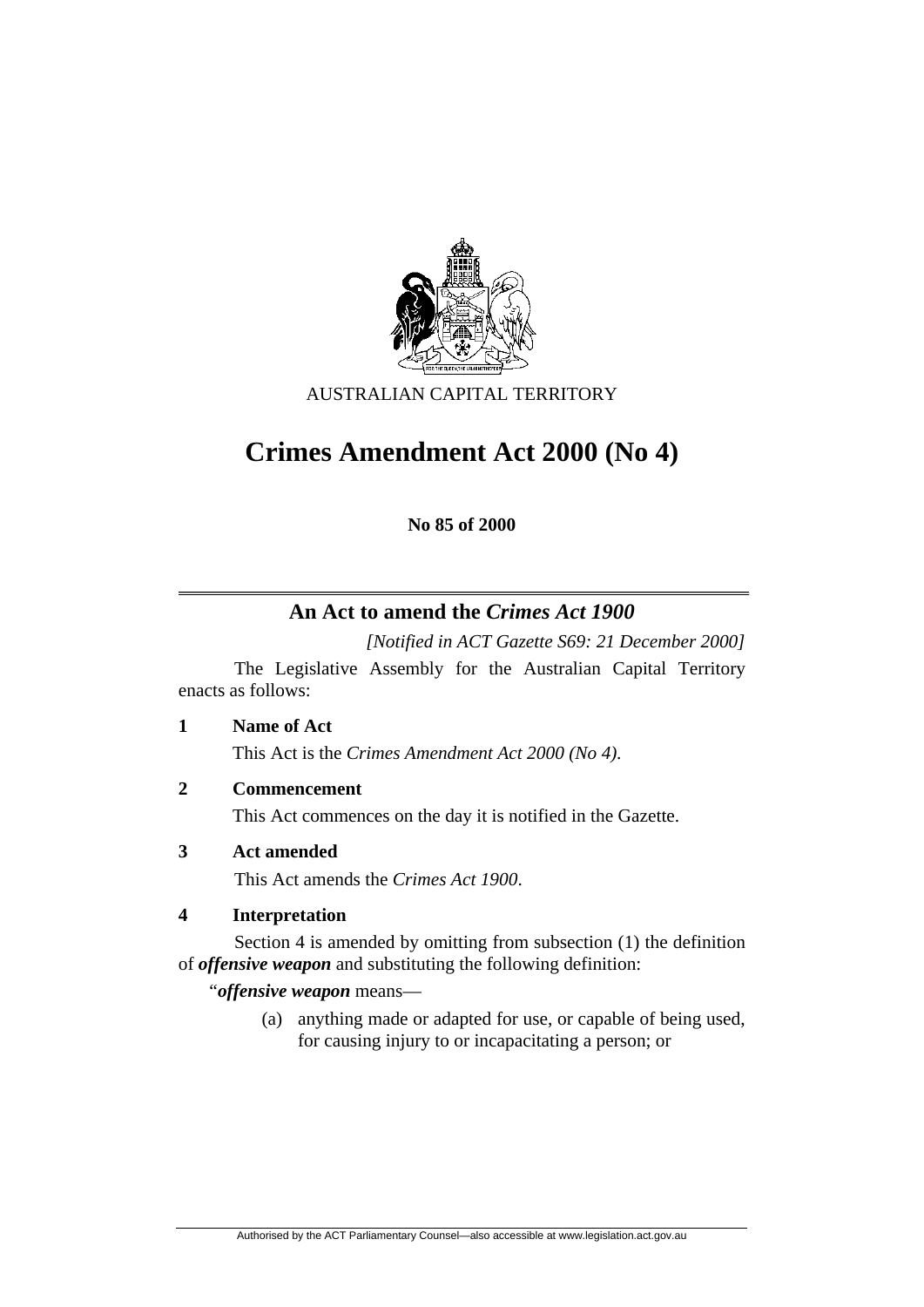AUSTRALIAN CAPITAL TERRITORY

# Crimes Amendment Act 2000 (No 4)

**No 85 of 2000**

## An Act to amend the *Crimes Act 1900*

*[Notified in ACT Gazette S69: 21 December 2000]*

The Legislative Assembly for the Australian Capital Territory enacts as follows:

### 1 Name of Act

This Act is the *Crimes Amendment Act 2000 (No 4)*.

### 2 Commencement

This Act commences on the day it is notified in the Gazette.

### 3 Act amended

This Act amends the *Crimes Act 1900*.

### 4 Interpretation

Section 4 is amended by omitting from subsection (1) the definition of ***offensive weapon*** and substituting the following definition:

"***offensive weapon*** means—

(a) anything made or adapted for use, or capable of being used, for causing injury to or incapacitating a person; or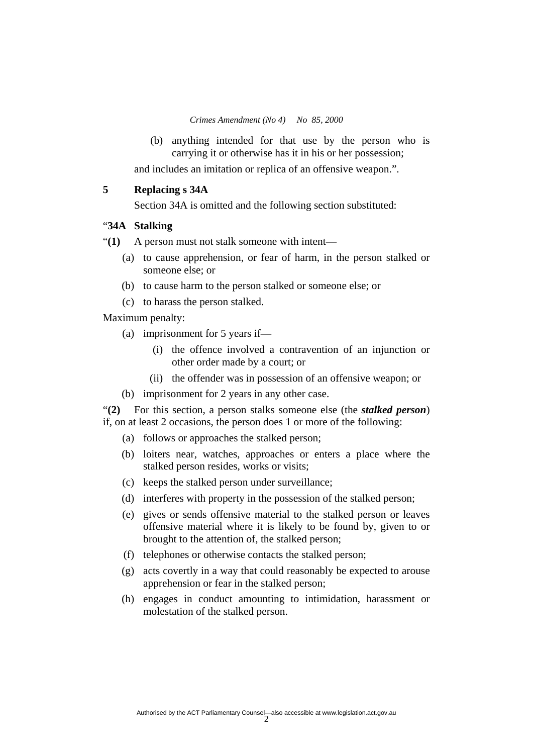(b) anything intended for that use by the person who is carrying it or otherwise has it in his or her possession;

and includes an imitation or replica of an offensive weapon.".

**5 Replacing s 34A**

Section 34A is omitted and the following section substituted:

"**34A Stalking**

"**(1)** A person must not stalk someone with intent—

(a) to cause apprehension, or fear of harm, in the person stalked or someone else; or

(b) to cause harm to the person stalked or someone else; or

(c) to harass the person stalked.

Maximum penalty:

(a) imprisonment for 5 years if—

(i) the offence involved a contravention of an injunction or other order made by a court; or

(ii) the offender was in possession of an offensive weapon; or

(b) imprisonment for 2 years in any other case.

"**(2)** For this section, a person stalks someone else (the ***stalked person***) if, on at least 2 occasions, the person does 1 or more of the following:

(a) follows or approaches the stalked person;

(b) loiters near, watches, approaches or enters a place where the stalked person resides, works or visits;

(c) keeps the stalked person under surveillance;

(d) interferes with property in the possession of the stalked person;

(e) gives or sends offensive material to the stalked person or leaves offensive material where it is likely to be found by, given to or brought to the attention of, the stalked person;

(f) telephones or otherwise contacts the stalked person;

(g) acts covertly in a way that could reasonably be expected to arouse apprehension or fear in the stalked person;

(h) engages in conduct amounting to intimidation, harassment or molestation of the stalked person.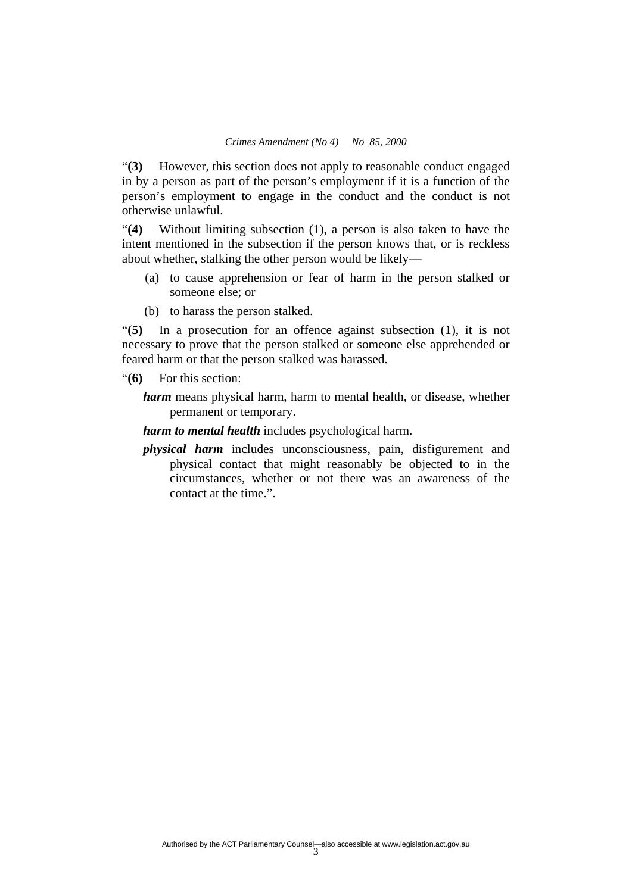"**(3)** However, this section does not apply to reasonable conduct engaged in by a person as part of the person's employment if it is a function of the person's employment to engage in the conduct and the conduct is not otherwise unlawful.

"**(4)** Without limiting subsection (1), a person is also taken to have the intent mentioned in the subsection if the person knows that, or is reckless about whether, stalking the other person would be likely—

(a) to cause apprehension or fear of harm in the person stalked or someone else; or

(b) to harass the person stalked.

"**(5)** In a prosecution for an offence against subsection (1), it is not necessary to prove that the person stalked or someone else apprehended or feared harm or that the person stalked was harassed.

"**(6)** For this section:

***harm*** means physical harm, harm to mental health, or disease, whether permanent or temporary.

***harm to mental health*** includes psychological harm.

***physical harm*** includes unconsciousness, pain, disfigurement and physical contact that might reasonably be objected to in the circumstances, whether or not there was an awareness of the contact at the time.".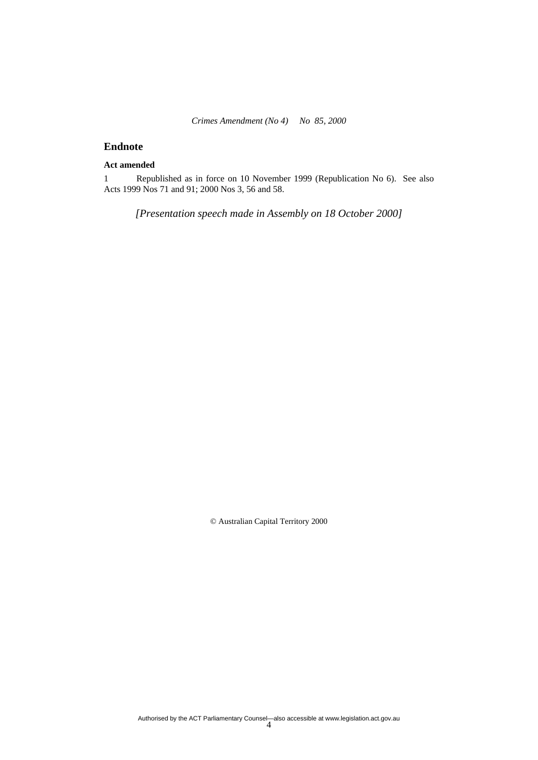## Endnote

### Act amended

1 Republished as in force on 10 November 1999 (Republication No 6). See also Acts 1999 Nos 71 and 91; 2000 Nos 3, 56 and 58.

*[Presentation speech made in Assembly on 18 October 2000]*

© Australian Capital Territory 2000